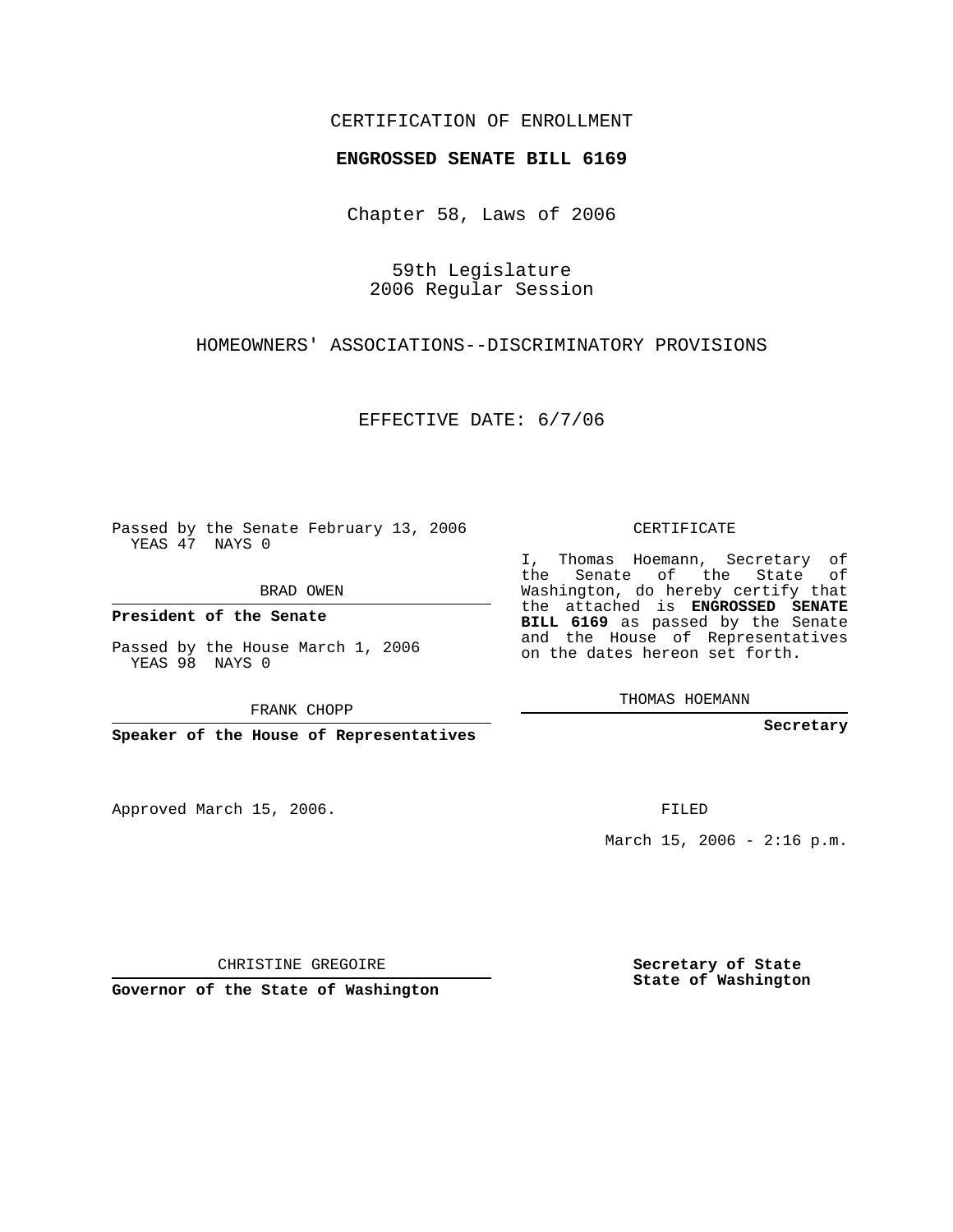CERTIFICATION OF ENROLLMENT

**ENGROSSED SENATE BILL 6169**

Chapter 58, Laws of 2006

59th Legislature
2006 Regular Session

HOMEOWNERS' ASSOCIATIONS--DISCRIMINATORY PROVISIONS

EFFECTIVE DATE: 6/7/06

Passed by the Senate February 13, 2006
YEAS 47 NAYS 0

BRAD OWEN

**President of the Senate**

Passed by the House March 1, 2006
YEAS 98 NAYS 0

FRANK CHOPP

**Speaker of the House of Representatives**

CERTIFICATE

I, Thomas Hoemann, Secretary of the Senate of the State of Washington, do hereby certify that the attached is **ENGROSSED SENATE BILL 6169** as passed by the Senate and the House of Representatives on the dates hereon set forth.

THOMAS HOEMANN

**Secretary**

Approved March 15, 2006.

FILED

March 15, 2006 - 2:16 p.m.

CHRISTINE GREGOIRE

**Governor of the State of Washington**

**Secretary of State**
**State of Washington**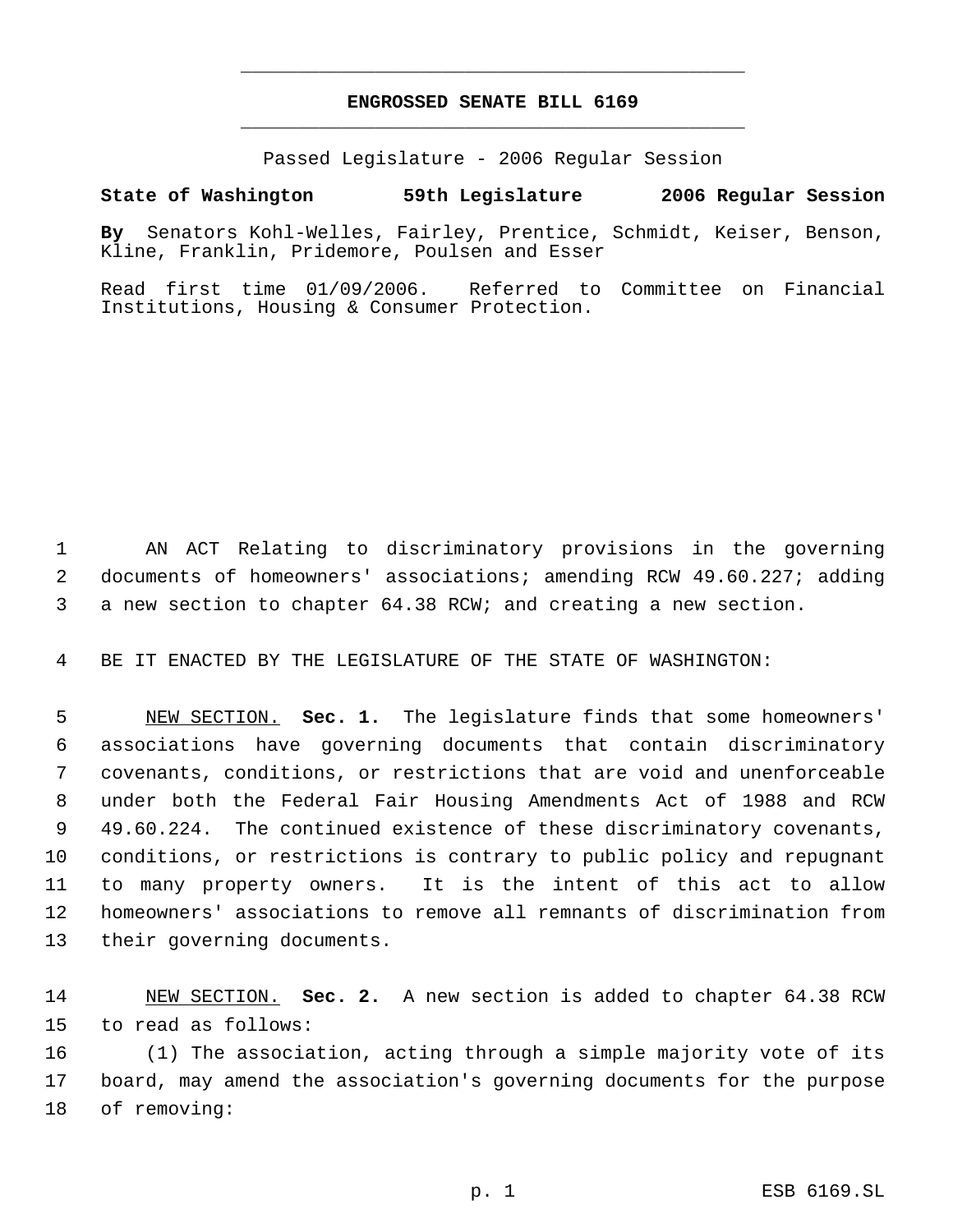# ENGROSSED SENATE BILL 6169

Passed Legislature - 2006 Regular Session

**State of Washington 59th Legislature 2006 Regular Session**

**By** Senators Kohl-Welles, Fairley, Prentice, Schmidt, Keiser, Benson, Kline, Franklin, Pridemore, Poulsen and Esser

Read first time 01/09/2006. Referred to Committee on Financial Institutions, Housing & Consumer Protection.

AN ACT Relating to discriminatory provisions in the governing documents of homeowners' associations; amending RCW 49.60.227; adding a new section to chapter 64.38 RCW; and creating a new section.

BE IT ENACTED BY THE LEGISLATURE OF THE STATE OF WASHINGTON:

NEW SECTION. **Sec. 1.** The legislature finds that some homeowners' associations have governing documents that contain discriminatory covenants, conditions, or restrictions that are void and unenforceable under both the Federal Fair Housing Amendments Act of 1988 and RCW 49.60.224. The continued existence of these discriminatory covenants, conditions, or restrictions is contrary to public policy and repugnant to many property owners. It is the intent of this act to allow homeowners' associations to remove all remnants of discrimination from their governing documents.

NEW SECTION. **Sec. 2.** A new section is added to chapter 64.38 RCW to read as follows:

(1) The association, acting through a simple majority vote of its board, may amend the association's governing documents for the purpose of removing: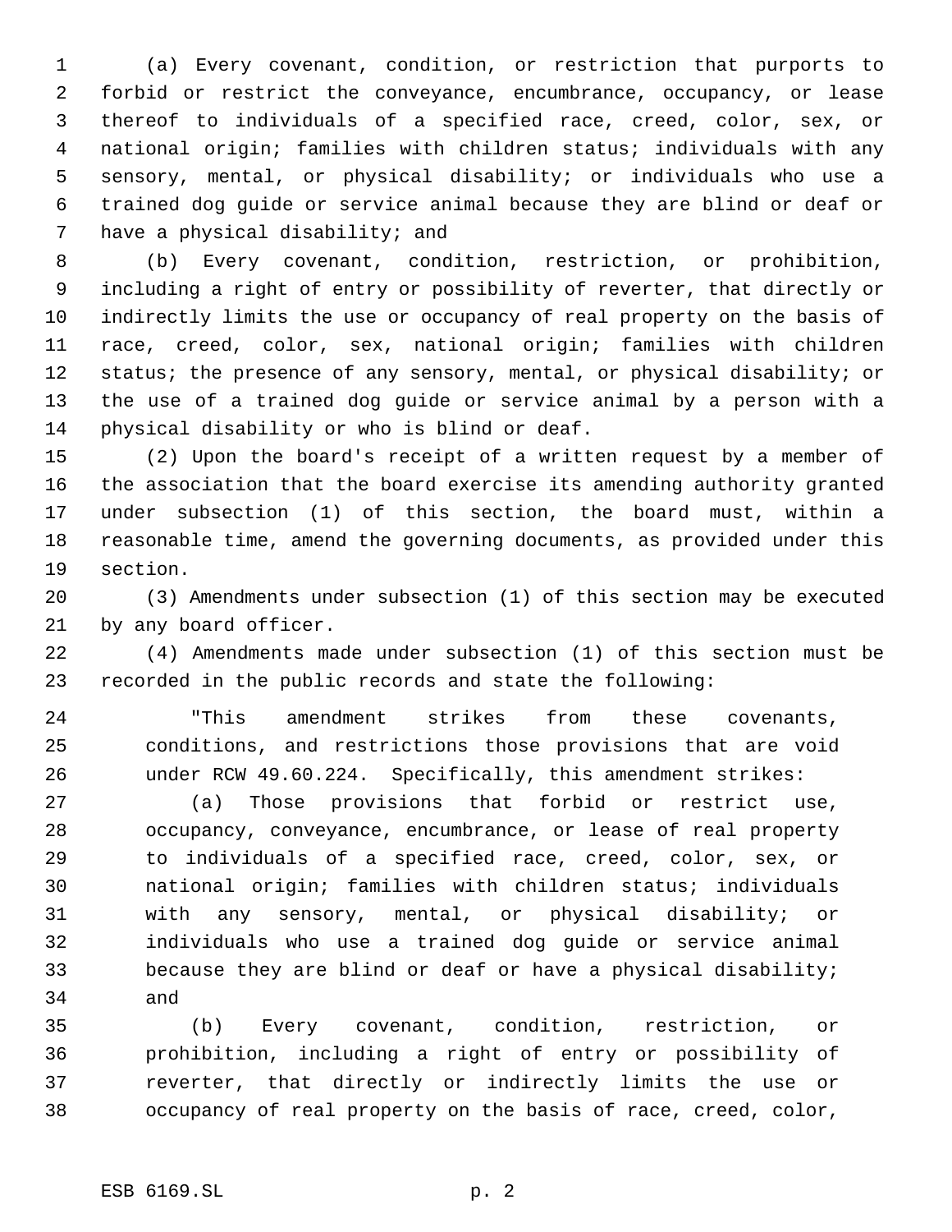(a) Every covenant, condition, or restriction that purports to forbid or restrict the conveyance, encumbrance, occupancy, or lease thereof to individuals of a specified race, creed, color, sex, or national origin; families with children status; individuals with any sensory, mental, or physical disability; or individuals who use a trained dog guide or service animal because they are blind or deaf or have a physical disability; and

(b) Every covenant, condition, restriction, or prohibition, including a right of entry or possibility of reverter, that directly or indirectly limits the use or occupancy of real property on the basis of race, creed, color, sex, national origin; families with children status; the presence of any sensory, mental, or physical disability; or the use of a trained dog guide or service animal by a person with a physical disability or who is blind or deaf.

(2) Upon the board's receipt of a written request by a member of the association that the board exercise its amending authority granted under subsection (1) of this section, the board must, within a reasonable time, amend the governing documents, as provided under this section.

(3) Amendments under subsection (1) of this section may be executed by any board officer.

(4) Amendments made under subsection (1) of this section must be recorded in the public records and state the following:

> "This amendment strikes from these covenants, conditions, and restrictions those provisions that are void under RCW 49.60.224. Specifically, this amendment strikes:
>
> (a) Those provisions that forbid or restrict use, occupancy, conveyance, encumbrance, or lease of real property to individuals of a specified race, creed, color, sex, or national origin; families with children status; individuals with any sensory, mental, or physical disability; or individuals who use a trained dog guide or service animal because they are blind or deaf or have a physical disability; and
>
> (b) Every covenant, condition, restriction, or prohibition, including a right of entry or possibility of reverter, that directly or indirectly limits the use or occupancy of real property on the basis of race, creed, color,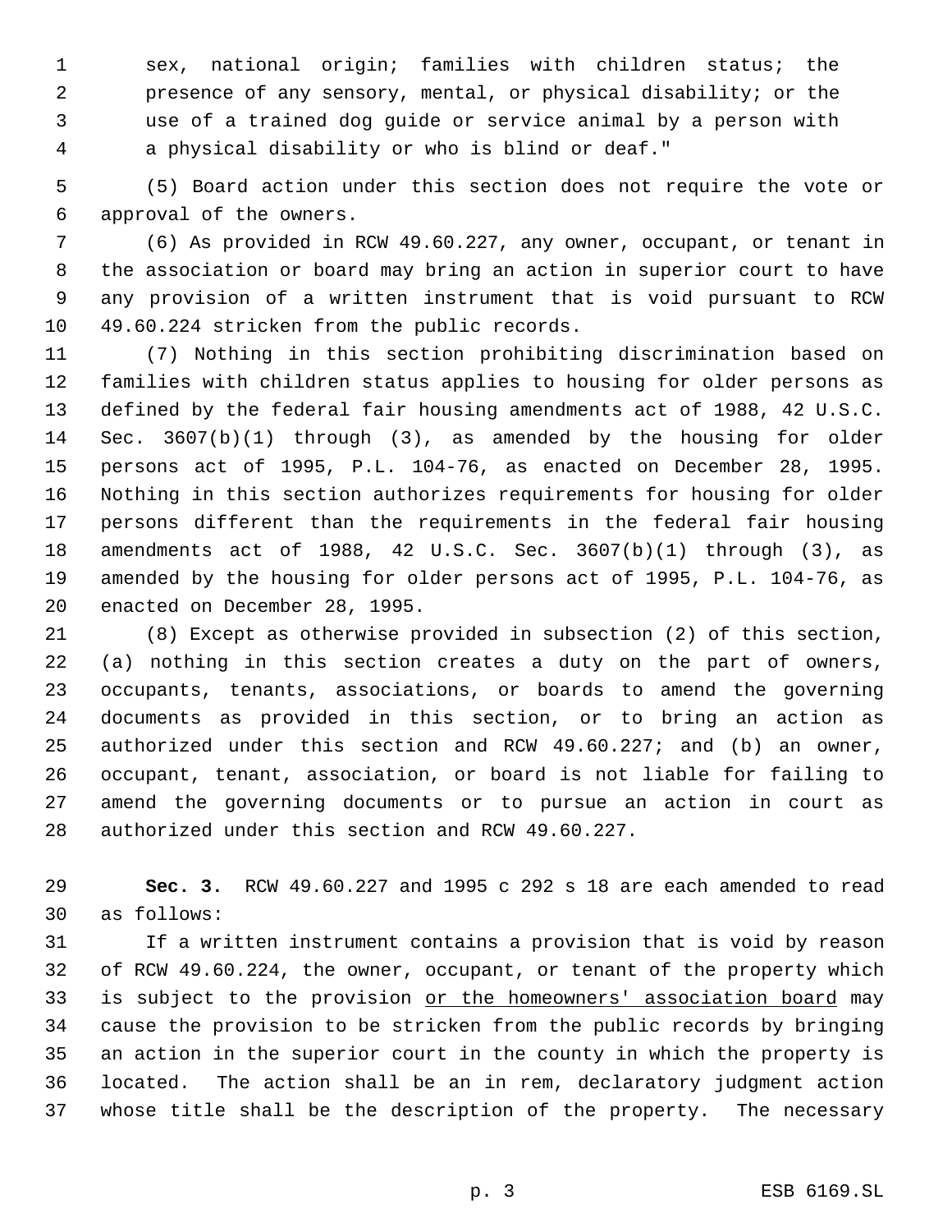sex, national origin; families with children status; the presence of any sensory, mental, or physical disability; or the use of a trained dog guide or service animal by a person with a physical disability or who is blind or deaf."

(5) Board action under this section does not require the vote or approval of the owners.

(6) As provided in RCW 49.60.227, any owner, occupant, or tenant in the association or board may bring an action in superior court to have any provision of a written instrument that is void pursuant to RCW 49.60.224 stricken from the public records.

(7) Nothing in this section prohibiting discrimination based on families with children status applies to housing for older persons as defined by the federal fair housing amendments act of 1988, 42 U.S.C. Sec. 3607(b)(1) through (3), as amended by the housing for older persons act of 1995, P.L. 104-76, as enacted on December 28, 1995. Nothing in this section authorizes requirements for housing for older persons different than the requirements in the federal fair housing amendments act of 1988, 42 U.S.C. Sec. 3607(b)(1) through (3), as amended by the housing for older persons act of 1995, P.L. 104-76, as enacted on December 28, 1995.

(8) Except as otherwise provided in subsection (2) of this section, (a) nothing in this section creates a duty on the part of owners, occupants, tenants, associations, or boards to amend the governing documents as provided in this section, or to bring an action as authorized under this section and RCW 49.60.227; and (b) an owner, occupant, tenant, association, or board is not liable for failing to amend the governing documents or to pursue an action in court as authorized under this section and RCW 49.60.227.

**Sec. 3.** RCW 49.60.227 and 1995 c 292 s 18 are each amended to read as follows:

If a written instrument contains a provision that is void by reason of RCW 49.60.224, the owner, occupant, or tenant of the property which is subject to the provision or the homeowners' association board may cause the provision to be stricken from the public records by bringing an action in the superior court in the county in which the property is located. The action shall be an in rem, declaratory judgment action whose title shall be the description of the property. The necessary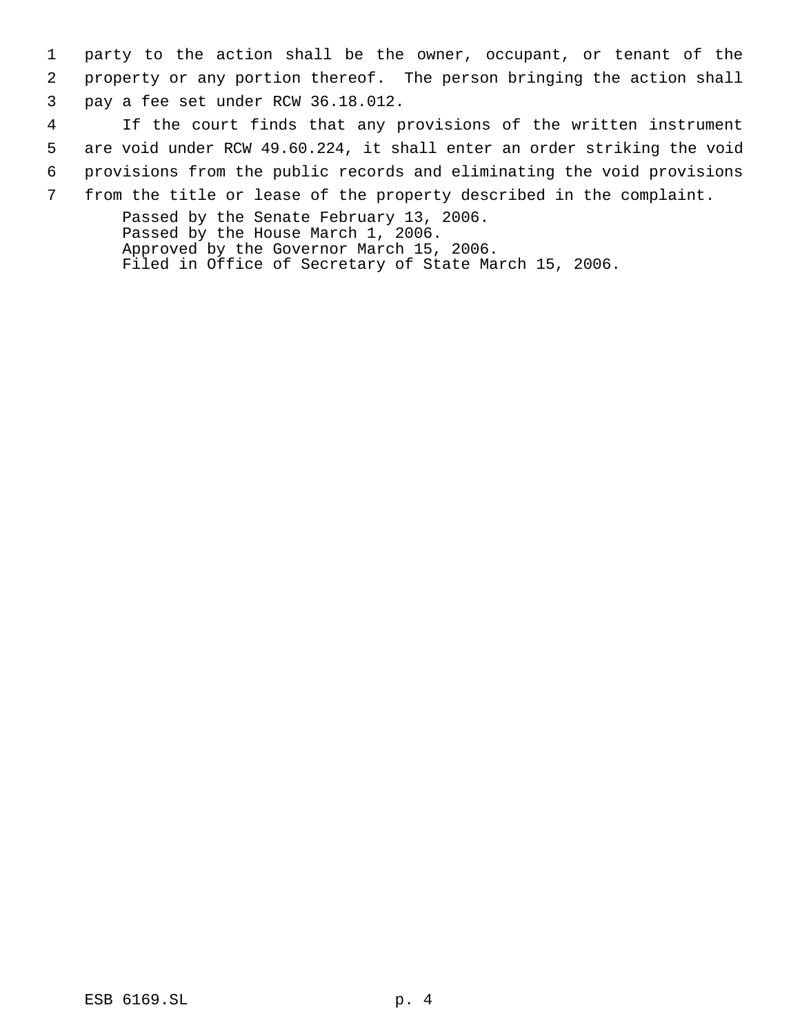party to the action shall be the owner, occupant, or tenant of the property or any portion thereof. The person bringing the action shall pay a fee set under RCW 36.18.012.

If the court finds that any provisions of the written instrument are void under RCW 49.60.224, it shall enter an order striking the void provisions from the public records and eliminating the void provisions from the title or lease of the property described in the complaint.

Passed by the Senate February 13, 2006.
Passed by the House March 1, 2006.
Approved by the Governor March 15, 2006.
Filed in Office of Secretary of State March 15, 2006.